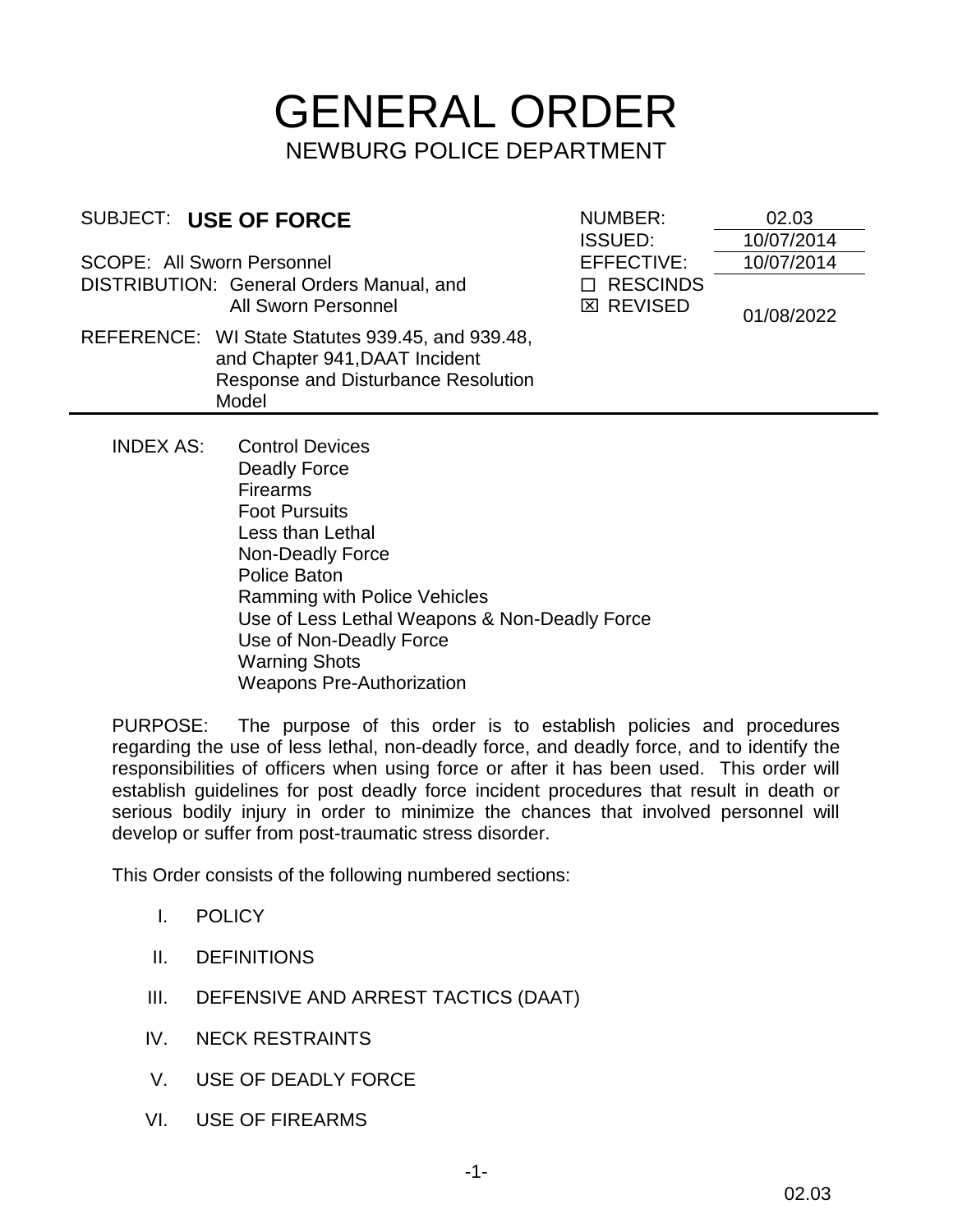# GENERAL ORDER

NEWBURG POLICE DEPARTMENT

| SUBJECT: **USE OF FORCE** | NUMBER: | 02.03 |
|---|---|---|
| | ISSUED: | 10/07/2014 |
| SCOPE: All Sworn Personnel | EFFECTIVE: | 10/07/2014 |
| DISTRIBUTION: General Orders Manual, and All Sworn Personnel | ☐ RESCINDS | |
| | ☒ REVISED | 01/08/2022 |
| REFERENCE: WI State Statutes 939.45, and 939.48, and Chapter 941,DAAT Incident Response and Disturbance Resolution Model | | |

INDEX AS:
- Control Devices
- Deadly Force
- Firearms
- Foot Pursuits
- Less than Lethal
- Non-Deadly Force
- Police Baton
- Ramming with Police Vehicles
- Use of Less Lethal Weapons & Non-Deadly Force
- Use of Non-Deadly Force
- Warning Shots
- Weapons Pre-Authorization

PURPOSE: The purpose of this order is to establish policies and procedures regarding the use of less lethal, non-deadly force, and deadly force, and to identify the responsibilities of officers when using force or after it has been used. This order will establish guidelines for post deadly force incident procedures that result in death or serious bodily injury in order to minimize the chances that involved personnel will develop or suffer from post-traumatic stress disorder.

This Order consists of the following numbered sections:

I. POLICY

II. DEFINITIONS

III. DEFENSIVE AND ARREST TACTICS (DAAT)

IV. NECK RESTRAINTS

V. USE OF DEADLY FORCE

VI. USE OF FIREARMS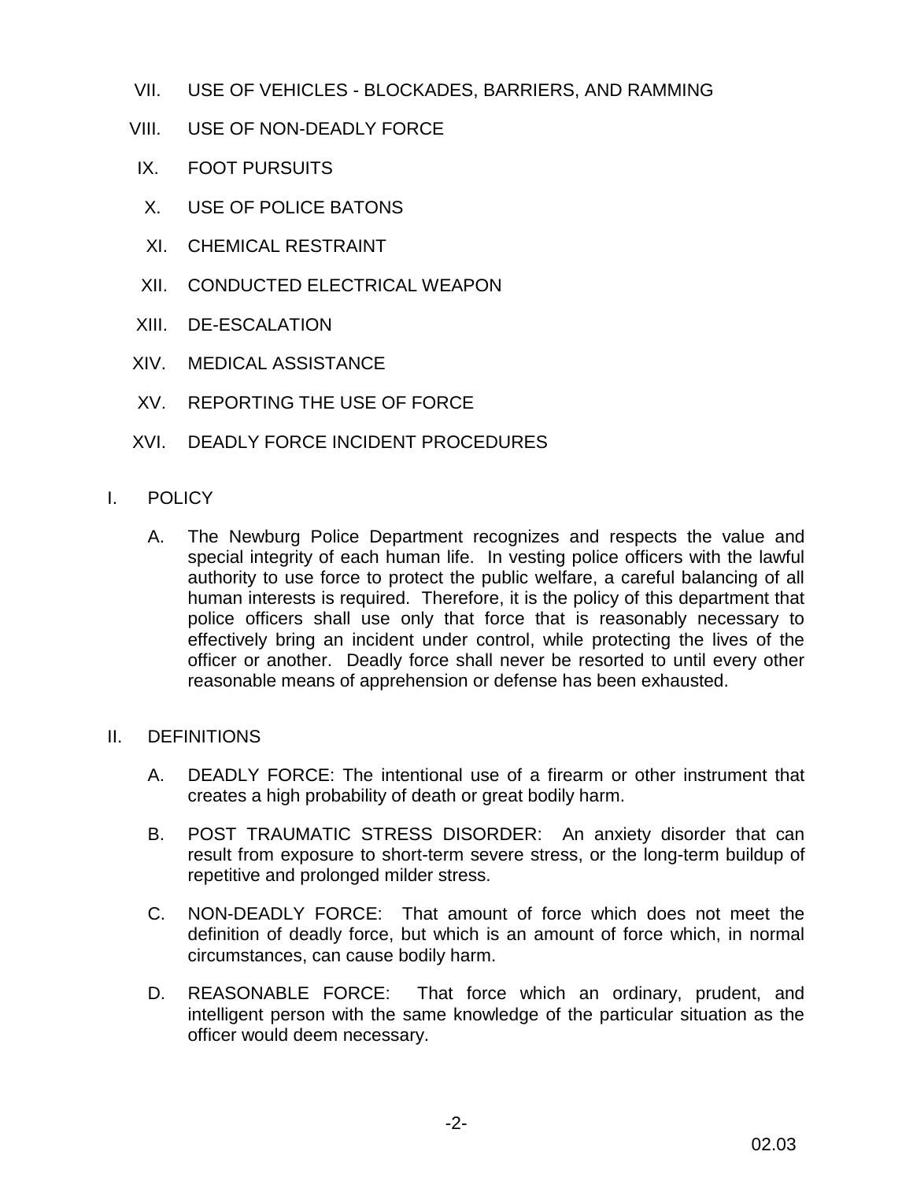VII. USE OF VEHICLES - BLOCKADES, BARRIERS, AND RAMMING

VIII. USE OF NON-DEADLY FORCE

IX. FOOT PURSUITS

X. USE OF POLICE BATONS

XI. CHEMICAL RESTRAINT

XII. CONDUCTED ELECTRICAL WEAPON

XIII. DE-ESCALATION

XIV. MEDICAL ASSISTANCE

XV. REPORTING THE USE OF FORCE

XVI. DEADLY FORCE INCIDENT PROCEDURES

## I. POLICY

A. The Newburg Police Department recognizes and respects the value and special integrity of each human life. In vesting police officers with the lawful authority to use force to protect the public welfare, a careful balancing of all human interests is required. Therefore, it is the policy of this department that police officers shall use only that force that is reasonably necessary to effectively bring an incident under control, while protecting the lives of the officer or another. Deadly force shall never be resorted to until every other reasonable means of apprehension or defense has been exhausted.

## II. DEFINITIONS

A. DEADLY FORCE: The intentional use of a firearm or other instrument that creates a high probability of death or great bodily harm.

B. POST TRAUMATIC STRESS DISORDER: An anxiety disorder that can result from exposure to short-term severe stress, or the long-term buildup of repetitive and prolonged milder stress.

C. NON-DEADLY FORCE: That amount of force which does not meet the definition of deadly force, but which is an amount of force which, in normal circumstances, can cause bodily harm.

D. REASONABLE FORCE: That force which an ordinary, prudent, and intelligent person with the same knowledge of the particular situation as the officer would deem necessary.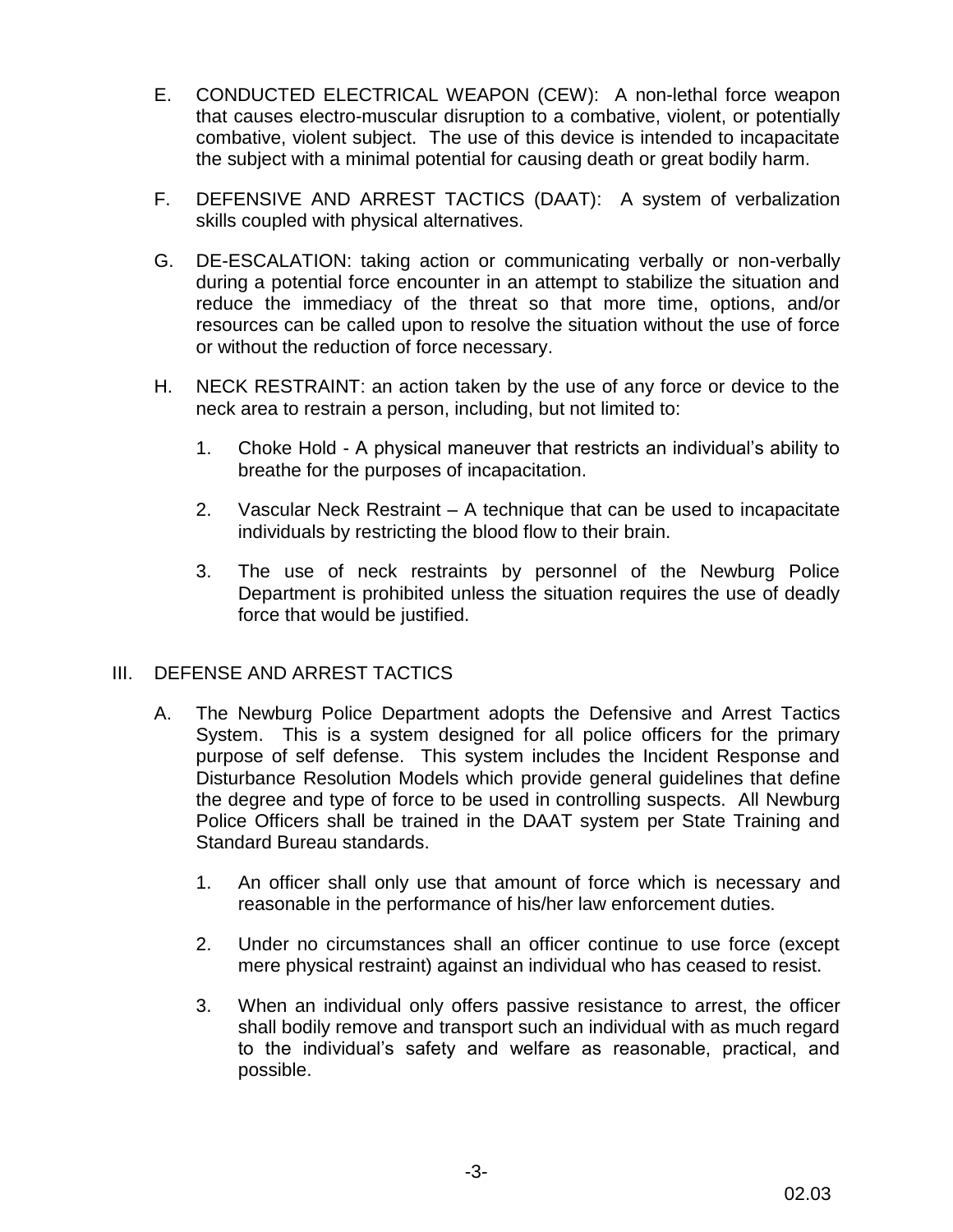E. CONDUCTED ELECTRICAL WEAPON (CEW): A non-lethal force weapon that causes electro-muscular disruption to a combative, violent, or potentially combative, violent subject. The use of this device is intended to incapacitate the subject with a minimal potential for causing death or great bodily harm.

F. DEFENSIVE AND ARREST TACTICS (DAAT): A system of verbalization skills coupled with physical alternatives.

G. DE-ESCALATION: taking action or communicating verbally or non-verbally during a potential force encounter in an attempt to stabilize the situation and reduce the immediacy of the threat so that more time, options, and/or resources can be called upon to resolve the situation without the use of force or without the reduction of force necessary.

H. NECK RESTRAINT: an action taken by the use of any force or device to the neck area to restrain a person, including, but not limited to:

   1. Choke Hold - A physical maneuver that restricts an individual's ability to breathe for the purposes of incapacitation.

   2. Vascular Neck Restraint – A technique that can be used to incapacitate individuals by restricting the blood flow to their brain.

   3. The use of neck restraints by personnel of the Newburg Police Department is prohibited unless the situation requires the use of deadly force that would be justified.

## III. DEFENSE AND ARREST TACTICS

A. The Newburg Police Department adopts the Defensive and Arrest Tactics System. This is a system designed for all police officers for the primary purpose of self defense. This system includes the Incident Response and Disturbance Resolution Models which provide general guidelines that define the degree and type of force to be used in controlling suspects. All Newburg Police Officers shall be trained in the DAAT system per State Training and Standard Bureau standards.

   1. An officer shall only use that amount of force which is necessary and reasonable in the performance of his/her law enforcement duties.

   2. Under no circumstances shall an officer continue to use force (except mere physical restraint) against an individual who has ceased to resist.

   3. When an individual only offers passive resistance to arrest, the officer shall bodily remove and transport such an individual with as much regard to the individual's safety and welfare as reasonable, practical, and possible.

02.03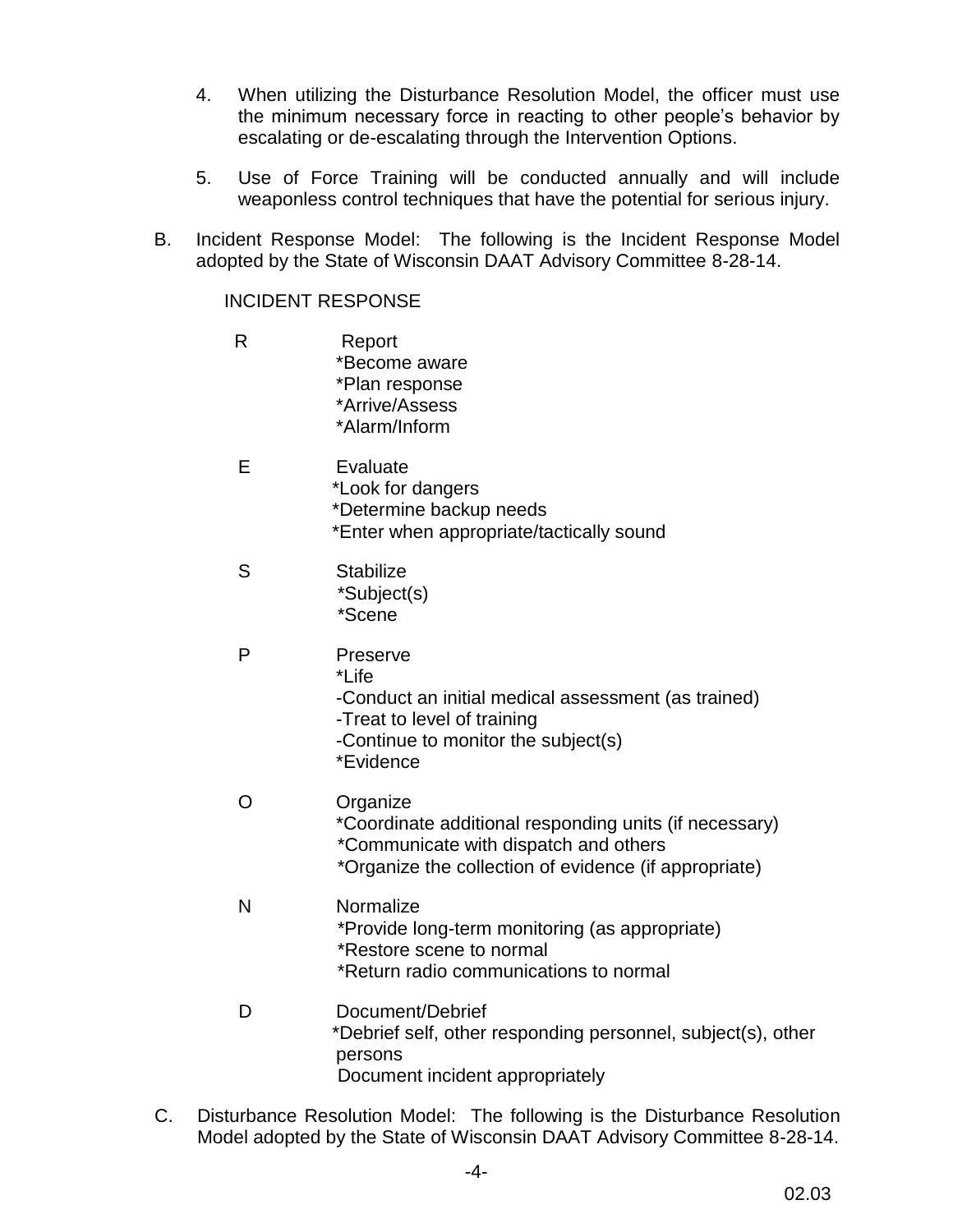4. When utilizing the Disturbance Resolution Model, the officer must use the minimum necessary force in reacting to other people's behavior by escalating or de-escalating through the Intervention Options.

5. Use of Force Training will be conducted annually and will include weaponless control techniques that have the potential for serious injury.

B. Incident Response Model: The following is the Incident Response Model adopted by the State of Wisconsin DAAT Advisory Committee 8-28-14.

INCIDENT RESPONSE

R Report
*Become aware
*Plan response
*Arrive/Assess
*Alarm/Inform

E Evaluate
*Look for dangers
*Determine backup needs
*Enter when appropriate/tactically sound

S Stabilize
*Subject(s)
*Scene

P Preserve
*Life
-Conduct an initial medical assessment (as trained)
-Treat to level of training
-Continue to monitor the subject(s)
*Evidence

O Organize
*Coordinate additional responding units (if necessary)
*Communicate with dispatch and others
*Organize the collection of evidence (if appropriate)

N Normalize
*Provide long-term monitoring (as appropriate)
*Restore scene to normal
*Return radio communications to normal

D Document/Debrief
*Debrief self, other responding personnel, subject(s), other persons
Document incident appropriately

C. Disturbance Resolution Model: The following is the Disturbance Resolution Model adopted by the State of Wisconsin DAAT Advisory Committee 8-28-14.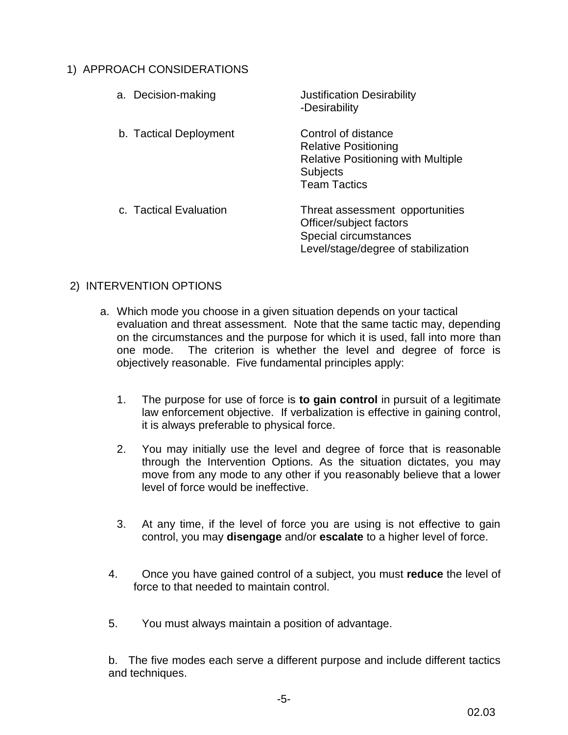1) APPROACH CONSIDERATIONS

| | |
|---|---|
| a. Decision-making | Justification Desirability<br>-Desirability |
| b. Tactical Deployment | Control of distance<br>Relative Positioning<br>Relative Positioning with Multiple Subjects<br>Team Tactics |
| c. Tactical Evaluation | Threat assessment opportunities<br>Officer/subject factors<br>Special circumstances<br>Level/stage/degree of stabilization |

2) INTERVENTION OPTIONS

a. Which mode you choose in a given situation depends on your tactical evaluation and threat assessment. Note that the same tactic may, depending on the circumstances and the purpose for which it is used, fall into more than one mode. The criterion is whether the level and degree of force is objectively reasonable. Five fundamental principles apply:

1. The purpose for use of force is **to gain control** in pursuit of a legitimate law enforcement objective. If verbalization is effective in gaining control, it is always preferable to physical force.

2. You may initially use the level and degree of force that is reasonable through the Intervention Options. As the situation dictates, you may move from any mode to any other if you reasonably believe that a lower level of force would be ineffective.

3. At any time, if the level of force you are using is not effective to gain control, you may **disengage** and/or **escalate** to a higher level of force.

4. Once you have gained control of a subject, you must **reduce** the level of force to that needed to maintain control.

5. You must always maintain a position of advantage.

b. The five modes each serve a different purpose and include different tactics and techniques.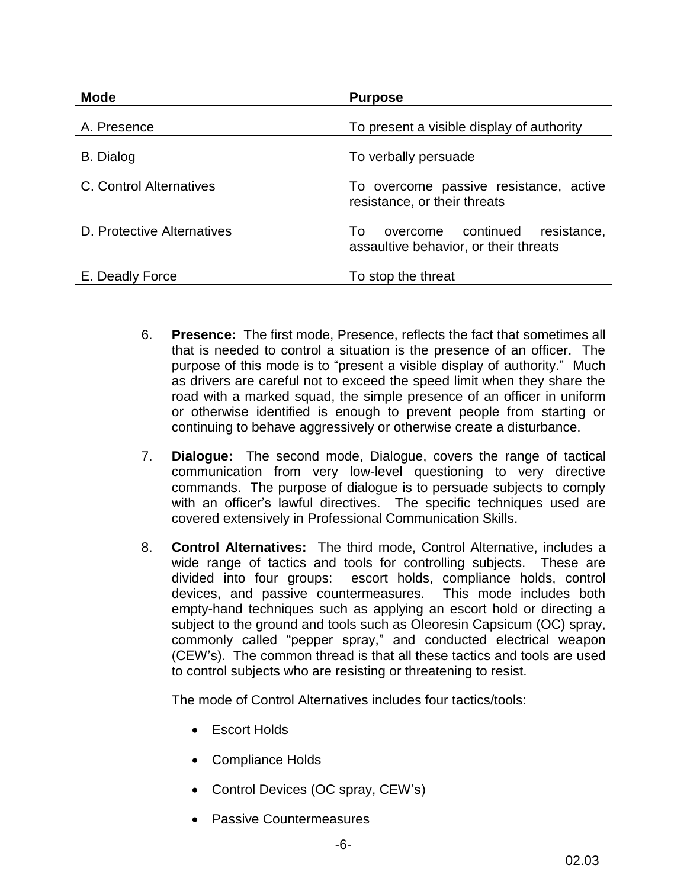| Mode | Purpose |
| --- | --- |
| A. Presence | To present a visible display of authority |
| B. Dialog | To verbally persuade |
| C. Control Alternatives | To overcome passive resistance, active resistance, or their threats |
| D. Protective Alternatives | To overcome continued resistance, assaultive behavior, or their threats |
| E. Deadly Force | To stop the threat |

6. **Presence:** The first mode, Presence, reflects the fact that sometimes all that is needed to control a situation is the presence of an officer. The purpose of this mode is to "present a visible display of authority." Much as drivers are careful not to exceed the speed limit when they share the road with a marked squad, the simple presence of an officer in uniform or otherwise identified is enough to prevent people from starting or continuing to behave aggressively or otherwise create a disturbance.

7. **Dialogue:** The second mode, Dialogue, covers the range of tactical communication from very low-level questioning to very directive commands. The purpose of dialogue is to persuade subjects to comply with an officer's lawful directives. The specific techniques used are covered extensively in Professional Communication Skills.

8. **Control Alternatives:** The third mode, Control Alternative, includes a wide range of tactics and tools for controlling subjects. These are divided into four groups: escort holds, compliance holds, control devices, and passive countermeasures. This mode includes both empty-hand techniques such as applying an escort hold or directing a subject to the ground and tools such as Oleoresin Capsicum (OC) spray, commonly called "pepper spray," and conducted electrical weapon (CEW's). The common thread is that all these tactics and tools are used to control subjects who are resisting or threatening to resist.

   The mode of Control Alternatives includes four tactics/tools:

   - Escort Holds
   - Compliance Holds
   - Control Devices (OC spray, CEW's)
   - Passive Countermeasures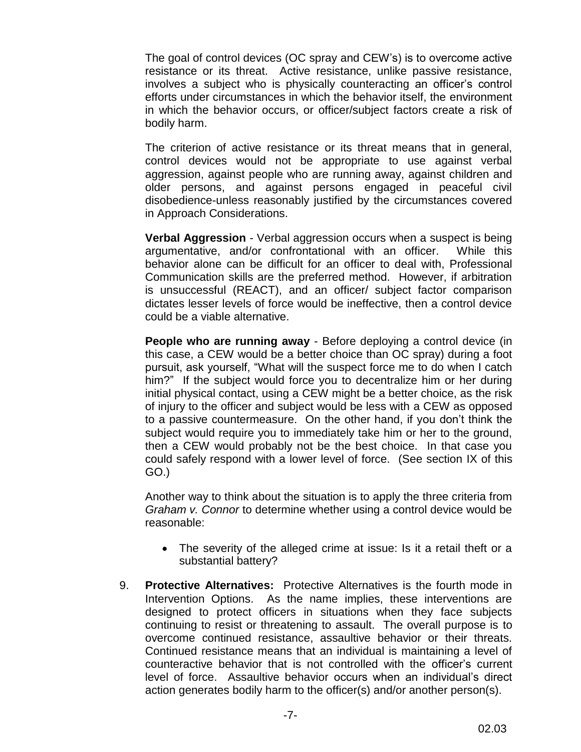The goal of control devices (OC spray and CEW's) is to overcome active resistance or its threat. Active resistance, unlike passive resistance, involves a subject who is physically counteracting an officer's control efforts under circumstances in which the behavior itself, the environment in which the behavior occurs, or officer/subject factors create a risk of bodily harm.

The criterion of active resistance or its threat means that in general, control devices would not be appropriate to use against verbal aggression, against people who are running away, against children and older persons, and against persons engaged in peaceful civil disobedience-unless reasonably justified by the circumstances covered in Approach Considerations.

**Verbal Aggression** - Verbal aggression occurs when a suspect is being argumentative, and/or confrontational with an officer. While this behavior alone can be difficult for an officer to deal with, Professional Communication skills are the preferred method. However, if arbitration is unsuccessful (REACT), and an officer/ subject factor comparison dictates lesser levels of force would be ineffective, then a control device could be a viable alternative.

**People who are running away** - Before deploying a control device (in this case, a CEW would be a better choice than OC spray) during a foot pursuit, ask yourself, "What will the suspect force me to do when I catch him?" If the subject would force you to decentralize him or her during initial physical contact, using a CEW might be a better choice, as the risk of injury to the officer and subject would be less with a CEW as opposed to a passive countermeasure. On the other hand, if you don't think the subject would require you to immediately take him or her to the ground, then a CEW would probably not be the best choice. In that case you could safely respond with a lower level of force. (See section IX of this GO.)

Another way to think about the situation is to apply the three criteria from *Graham v. Connor* to determine whether using a control device would be reasonable:

- The severity of the alleged crime at issue: Is it a retail theft or a substantial battery?

9. **Protective Alternatives:** Protective Alternatives is the fourth mode in Intervention Options. As the name implies, these interventions are designed to protect officers in situations when they face subjects continuing to resist or threatening to assault. The overall purpose is to overcome continued resistance, assaultive behavior or their threats. Continued resistance means that an individual is maintaining a level of counteractive behavior that is not controlled with the officer's current level of force. Assaultive behavior occurs when an individual's direct action generates bodily harm to the officer(s) and/or another person(s).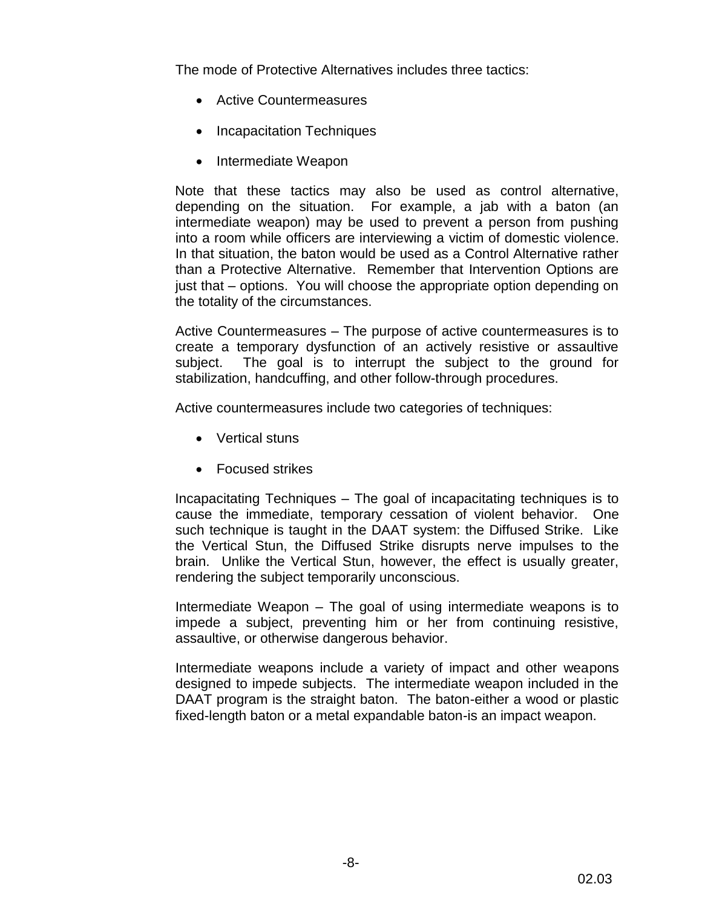The mode of Protective Alternatives includes three tactics:

- Active Countermeasures
- Incapacitation Techniques
- Intermediate Weapon

Note that these tactics may also be used as control alternative, depending on the situation. For example, a jab with a baton (an intermediate weapon) may be used to prevent a person from pushing into a room while officers are interviewing a victim of domestic violence. In that situation, the baton would be used as a Control Alternative rather than a Protective Alternative. Remember that Intervention Options are just that – options. You will choose the appropriate option depending on the totality of the circumstances.

Active Countermeasures – The purpose of active countermeasures is to create a temporary dysfunction of an actively resistive or assaultive subject. The goal is to interrupt the subject to the ground for stabilization, handcuffing, and other follow-through procedures.

Active countermeasures include two categories of techniques:

- Vertical stuns
- Focused strikes

Incapacitating Techniques – The goal of incapacitating techniques is to cause the immediate, temporary cessation of violent behavior. One such technique is taught in the DAAT system: the Diffused Strike. Like the Vertical Stun, the Diffused Strike disrupts nerve impulses to the brain. Unlike the Vertical Stun, however, the effect is usually greater, rendering the subject temporarily unconscious.

Intermediate Weapon – The goal of using intermediate weapons is to impede a subject, preventing him or her from continuing resistive, assaultive, or otherwise dangerous behavior.

Intermediate weapons include a variety of impact and other weapons designed to impede subjects. The intermediate weapon included in the DAAT program is the straight baton. The baton-either a wood or plastic fixed-length baton or a metal expandable baton-is an impact weapon.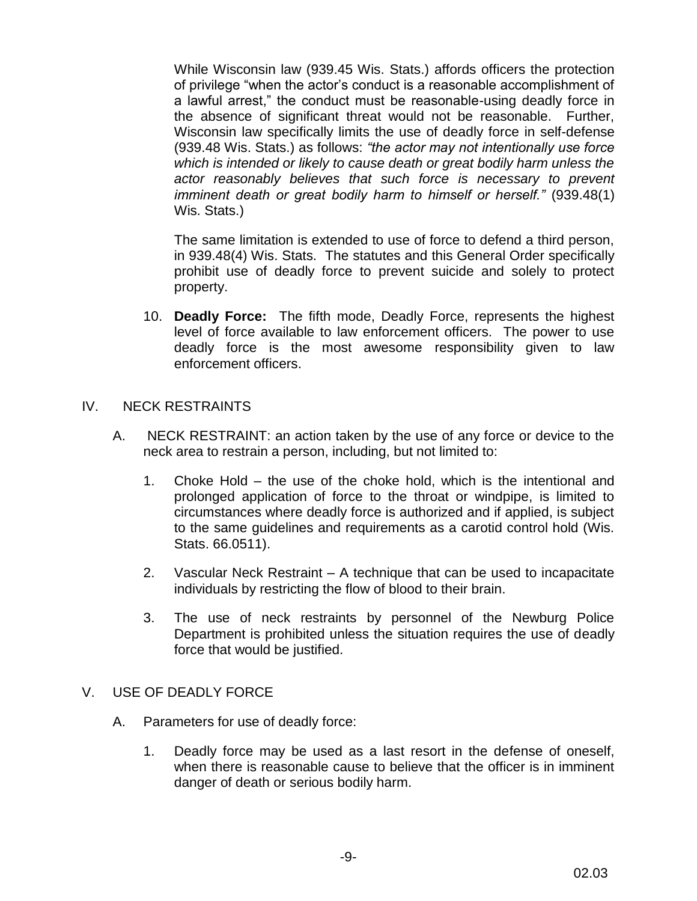While Wisconsin law (939.45 Wis. Stats.) affords officers the protection of privilege "when the actor's conduct is a reasonable accomplishment of a lawful arrest," the conduct must be reasonable-using deadly force in the absence of significant threat would not be reasonable. Further, Wisconsin law specifically limits the use of deadly force in self-defense (939.48 Wis. Stats.) as follows: *"the actor may not intentionally use force which is intended or likely to cause death or great bodily harm unless the actor reasonably believes that such force is necessary to prevent imminent death or great bodily harm to himself or herself."* (939.48(1) Wis. Stats.)

The same limitation is extended to use of force to defend a third person, in 939.48(4) Wis. Stats. The statutes and this General Order specifically prohibit use of deadly force to prevent suicide and solely to protect property.

10. **Deadly Force:** The fifth mode, Deadly Force, represents the highest level of force available to law enforcement officers. The power to use deadly force is the most awesome responsibility given to law enforcement officers.

## IV. NECK RESTRAINTS

A. NECK RESTRAINT: an action taken by the use of any force or device to the neck area to restrain a person, including, but not limited to:

1. Choke Hold – the use of the choke hold, which is the intentional and prolonged application of force to the throat or windpipe, is limited to circumstances where deadly force is authorized and if applied, is subject to the same guidelines and requirements as a carotid control hold (Wis. Stats. 66.0511).

2. Vascular Neck Restraint – A technique that can be used to incapacitate individuals by restricting the flow of blood to their brain.

3. The use of neck restraints by personnel of the Newburg Police Department is prohibited unless the situation requires the use of deadly force that would be justified.

## V. USE OF DEADLY FORCE

A. Parameters for use of deadly force:

1. Deadly force may be used as a last resort in the defense of oneself, when there is reasonable cause to believe that the officer is in imminent danger of death or serious bodily harm.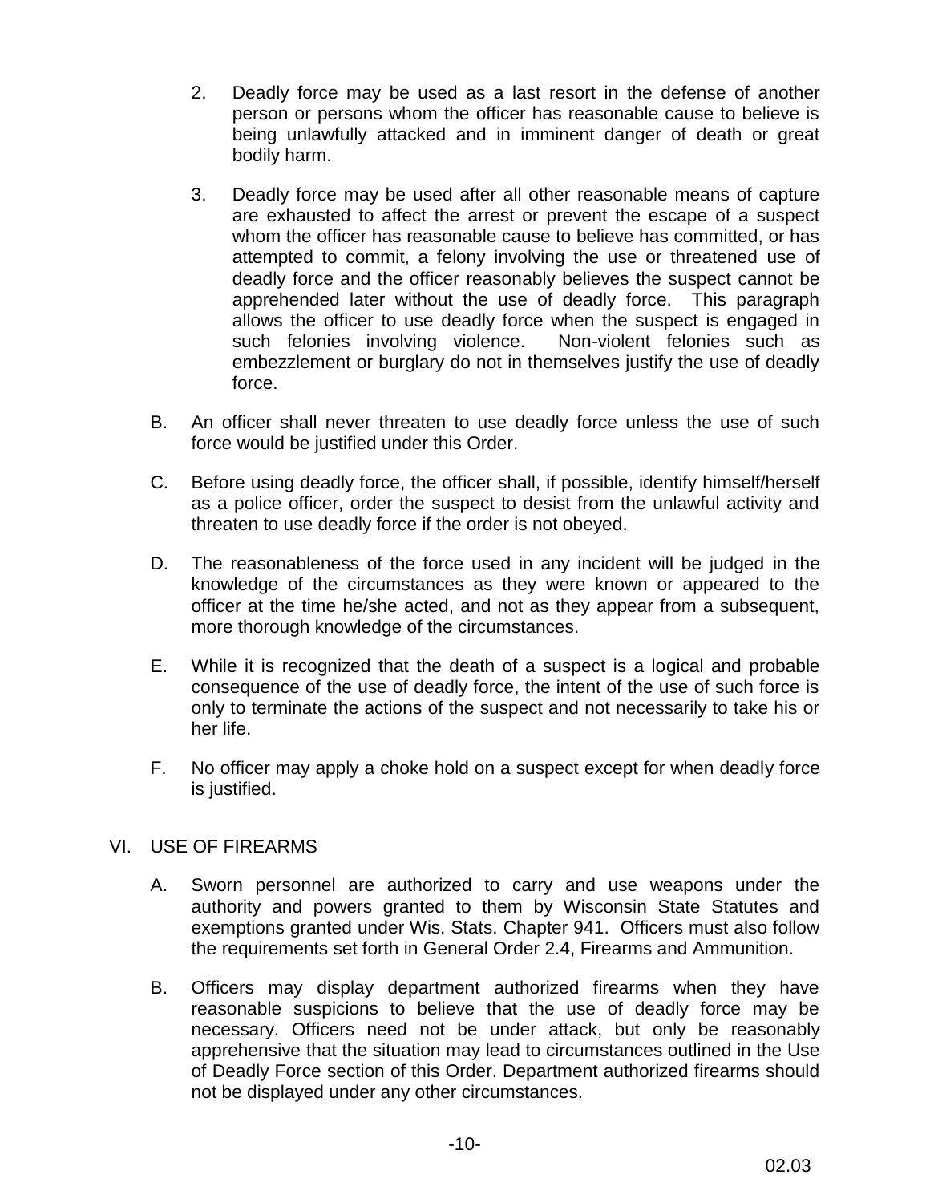2. Deadly force may be used as a last resort in the defense of another person or persons whom the officer has reasonable cause to believe is being unlawfully attacked and in imminent danger of death or great bodily harm.

3. Deadly force may be used after all other reasonable means of capture are exhausted to affect the arrest or prevent the escape of a suspect whom the officer has reasonable cause to believe has committed, or has attempted to commit, a felony involving the use or threatened use of deadly force and the officer reasonably believes the suspect cannot be apprehended later without the use of deadly force. This paragraph allows the officer to use deadly force when the suspect is engaged in such felonies involving violence. Non-violent felonies such as embezzlement or burglary do not in themselves justify the use of deadly force.

B. An officer shall never threaten to use deadly force unless the use of such force would be justified under this Order.

C. Before using deadly force, the officer shall, if possible, identify himself/herself as a police officer, order the suspect to desist from the unlawful activity and threaten to use deadly force if the order is not obeyed.

D. The reasonableness of the force used in any incident will be judged in the knowledge of the circumstances as they were known or appeared to the officer at the time he/she acted, and not as they appear from a subsequent, more thorough knowledge of the circumstances.

E. While it is recognized that the death of a suspect is a logical and probable consequence of the use of deadly force, the intent of the use of such force is only to terminate the actions of the suspect and not necessarily to take his or her life.

F. No officer may apply a choke hold on a suspect except for when deadly force is justified.

## VI. USE OF FIREARMS

A. Sworn personnel are authorized to carry and use weapons under the authority and powers granted to them by Wisconsin State Statutes and exemptions granted under Wis. Stats. Chapter 941. Officers must also follow the requirements set forth in General Order 2.4, Firearms and Ammunition.

B. Officers may display department authorized firearms when they have reasonable suspicions to believe that the use of deadly force may be necessary. Officers need not be under attack, but only be reasonably apprehensive that the situation may lead to circumstances outlined in the Use of Deadly Force section of this Order. Department authorized firearms should not be displayed under any other circumstances.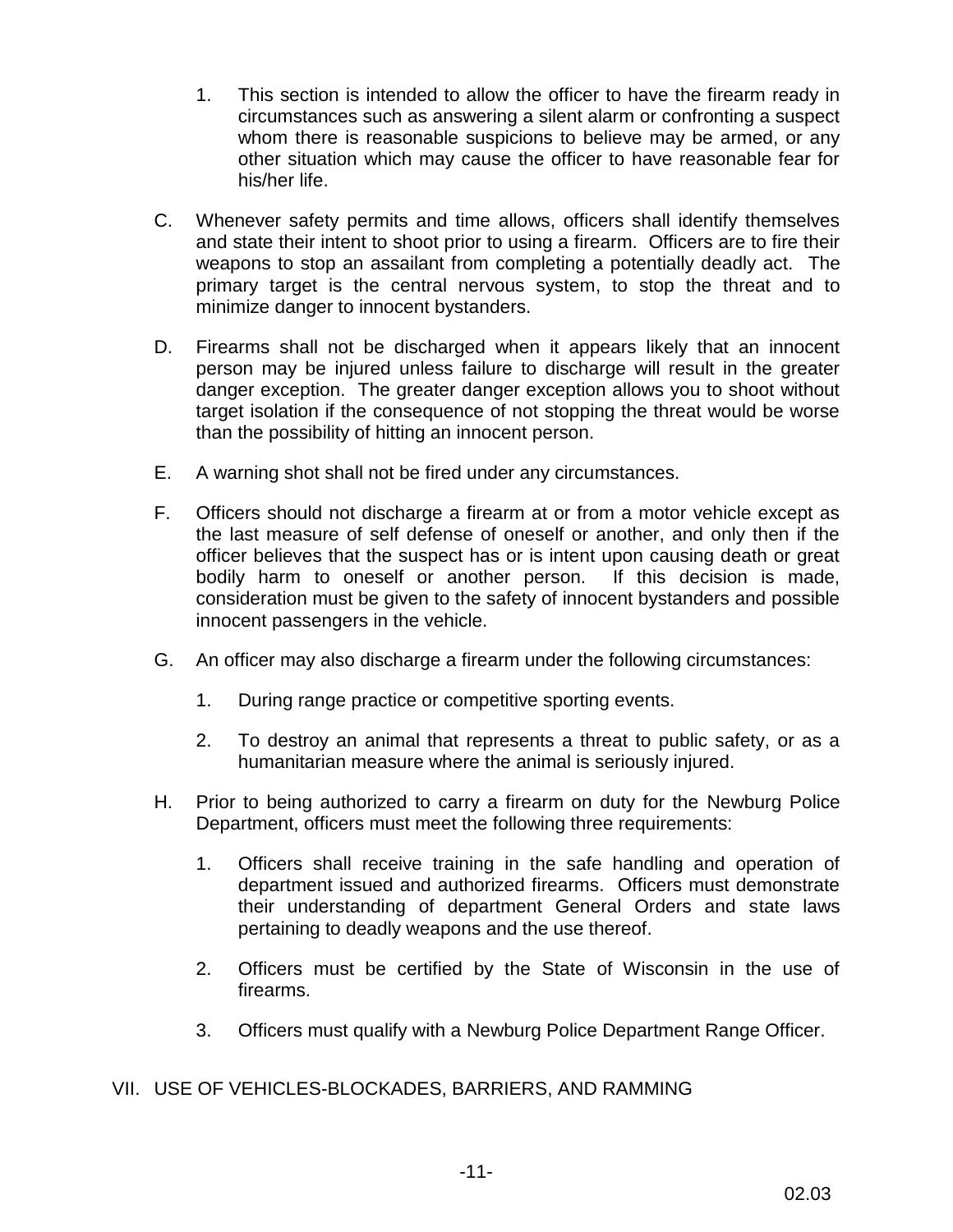1. This section is intended to allow the officer to have the firearm ready in circumstances such as answering a silent alarm or confronting a suspect whom there is reasonable suspicions to believe may be armed, or any other situation which may cause the officer to have reasonable fear for his/her life.

C. Whenever safety permits and time allows, officers shall identify themselves and state their intent to shoot prior to using a firearm. Officers are to fire their weapons to stop an assailant from completing a potentially deadly act. The primary target is the central nervous system, to stop the threat and to minimize danger to innocent bystanders.

D. Firearms shall not be discharged when it appears likely that an innocent person may be injured unless failure to discharge will result in the greater danger exception. The greater danger exception allows you to shoot without target isolation if the consequence of not stopping the threat would be worse than the possibility of hitting an innocent person.

E. A warning shot shall not be fired under any circumstances.

F. Officers should not discharge a firearm at or from a motor vehicle except as the last measure of self defense of oneself or another, and only then if the officer believes that the suspect has or is intent upon causing death or great bodily harm to oneself or another person. If this decision is made, consideration must be given to the safety of innocent bystanders and possible innocent passengers in the vehicle.

G. An officer may also discharge a firearm under the following circumstances:

   1. During range practice or competitive sporting events.

   2. To destroy an animal that represents a threat to public safety, or as a humanitarian measure where the animal is seriously injured.

H. Prior to being authorized to carry a firearm on duty for the Newburg Police Department, officers must meet the following three requirements:

   1. Officers shall receive training in the safe handling and operation of department issued and authorized firearms. Officers must demonstrate their understanding of department General Orders and state laws pertaining to deadly weapons and the use thereof.

   2. Officers must be certified by the State of Wisconsin in the use of firearms.

   3. Officers must qualify with a Newburg Police Department Range Officer.

VII. USE OF VEHICLES-BLOCKADES, BARRIERS, AND RAMMING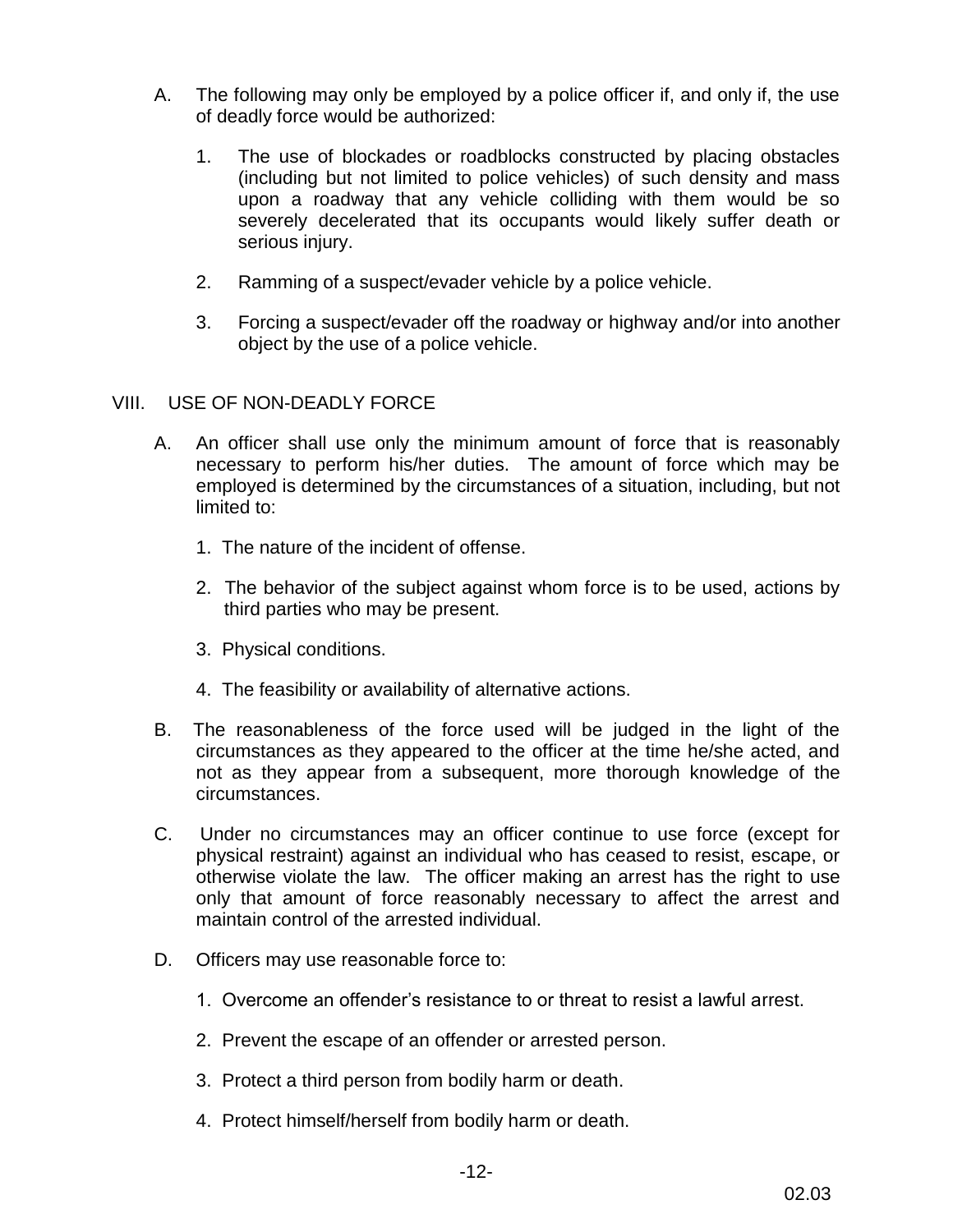A. The following may only be employed by a police officer if, and only if, the use of deadly force would be authorized:

   1. The use of blockades or roadblocks constructed by placing obstacles (including but not limited to police vehicles) of such density and mass upon a roadway that any vehicle colliding with them would be so severely decelerated that its occupants would likely suffer death or serious injury.

   2. Ramming of a suspect/evader vehicle by a police vehicle.

   3. Forcing a suspect/evader off the roadway or highway and/or into another object by the use of a police vehicle.

## VIII. USE OF NON-DEADLY FORCE

A. An officer shall use only the minimum amount of force that is reasonably necessary to perform his/her duties. The amount of force which may be employed is determined by the circumstances of a situation, including, but not limited to:

   1. The nature of the incident of offense.

   2. The behavior of the subject against whom force is to be used, actions by third parties who may be present.

   3. Physical conditions.

   4. The feasibility or availability of alternative actions.

B. The reasonableness of the force used will be judged in the light of the circumstances as they appeared to the officer at the time he/she acted, and not as they appear from a subsequent, more thorough knowledge of the circumstances.

C. Under no circumstances may an officer continue to use force (except for physical restraint) against an individual who has ceased to resist, escape, or otherwise violate the law. The officer making an arrest has the right to use only that amount of force reasonably necessary to affect the arrest and maintain control of the arrested individual.

D. Officers may use reasonable force to:

   1. Overcome an offender's resistance to or threat to resist a lawful arrest.

   2. Prevent the escape of an offender or arrested person.

   3. Protect a third person from bodily harm or death.

   4. Protect himself/herself from bodily harm or death.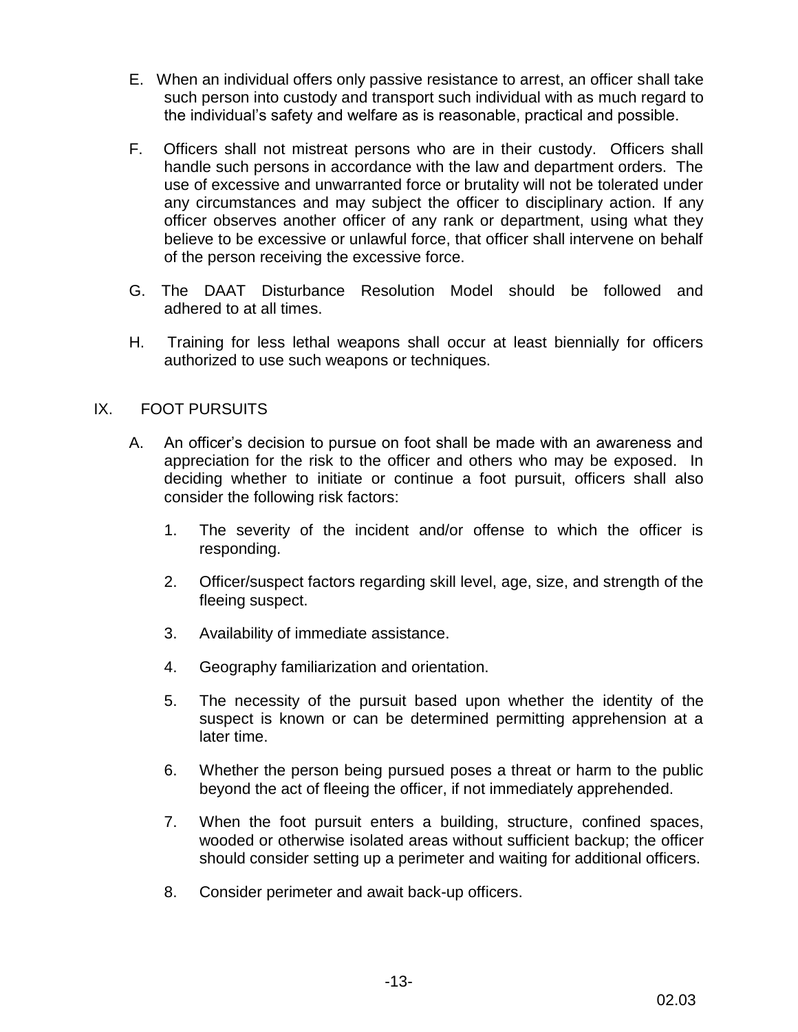E. When an individual offers only passive resistance to arrest, an officer shall take such person into custody and transport such individual with as much regard to the individual's safety and welfare as is reasonable, practical and possible.

F. Officers shall not mistreat persons who are in their custody. Officers shall handle such persons in accordance with the law and department orders. The use of excessive and unwarranted force or brutality will not be tolerated under any circumstances and may subject the officer to disciplinary action. If any officer observes another officer of any rank or department, using what they believe to be excessive or unlawful force, that officer shall intervene on behalf of the person receiving the excessive force.

G. The DAAT Disturbance Resolution Model should be followed and adhered to at all times.

H. Training for less lethal weapons shall occur at least biennially for officers authorized to use such weapons or techniques.

## IX. FOOT PURSUITS

A. An officer's decision to pursue on foot shall be made with an awareness and appreciation for the risk to the officer and others who may be exposed. In deciding whether to initiate or continue a foot pursuit, officers shall also consider the following risk factors:

1. The severity of the incident and/or offense to which the officer is responding.

2. Officer/suspect factors regarding skill level, age, size, and strength of the fleeing suspect.

3. Availability of immediate assistance.

4. Geography familiarization and orientation.

5. The necessity of the pursuit based upon whether the identity of the suspect is known or can be determined permitting apprehension at a later time.

6. Whether the person being pursued poses a threat or harm to the public beyond the act of fleeing the officer, if not immediately apprehended.

7. When the foot pursuit enters a building, structure, confined spaces, wooded or otherwise isolated areas without sufficient backup; the officer should consider setting up a perimeter and waiting for additional officers.

8. Consider perimeter and await back-up officers.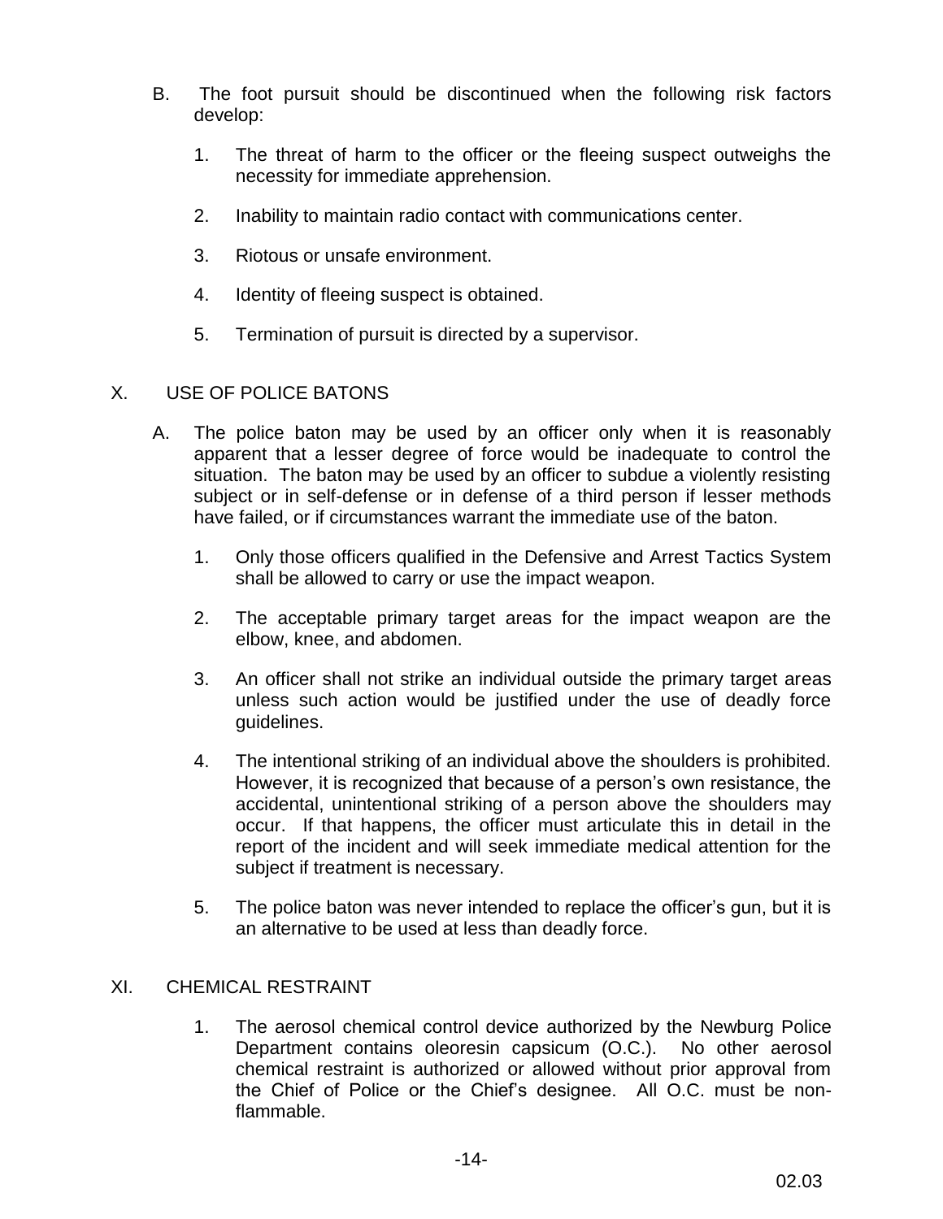B. The foot pursuit should be discontinued when the following risk factors develop:

1. The threat of harm to the officer or the fleeing suspect outweighs the necessity for immediate apprehension.

2. Inability to maintain radio contact with communications center.

3. Riotous or unsafe environment.

4. Identity of fleeing suspect is obtained.

5. Termination of pursuit is directed by a supervisor.

## X. USE OF POLICE BATONS

A. The police baton may be used by an officer only when it is reasonably apparent that a lesser degree of force would be inadequate to control the situation. The baton may be used by an officer to subdue a violently resisting subject or in self-defense or in defense of a third person if lesser methods have failed, or if circumstances warrant the immediate use of the baton.

1. Only those officers qualified in the Defensive and Arrest Tactics System shall be allowed to carry or use the impact weapon.

2. The acceptable primary target areas for the impact weapon are the elbow, knee, and abdomen.

3. An officer shall not strike an individual outside the primary target areas unless such action would be justified under the use of deadly force guidelines.

4. The intentional striking of an individual above the shoulders is prohibited. However, it is recognized that because of a person's own resistance, the accidental, unintentional striking of a person above the shoulders may occur. If that happens, the officer must articulate this in detail in the report of the incident and will seek immediate medical attention for the subject if treatment is necessary.

5. The police baton was never intended to replace the officer's gun, but it is an alternative to be used at less than deadly force.

## XI. CHEMICAL RESTRAINT

1. The aerosol chemical control device authorized by the Newburg Police Department contains oleoresin capsicum (O.C.). No other aerosol chemical restraint is authorized or allowed without prior approval from the Chief of Police or the Chief's designee. All O.C. must be non-flammable.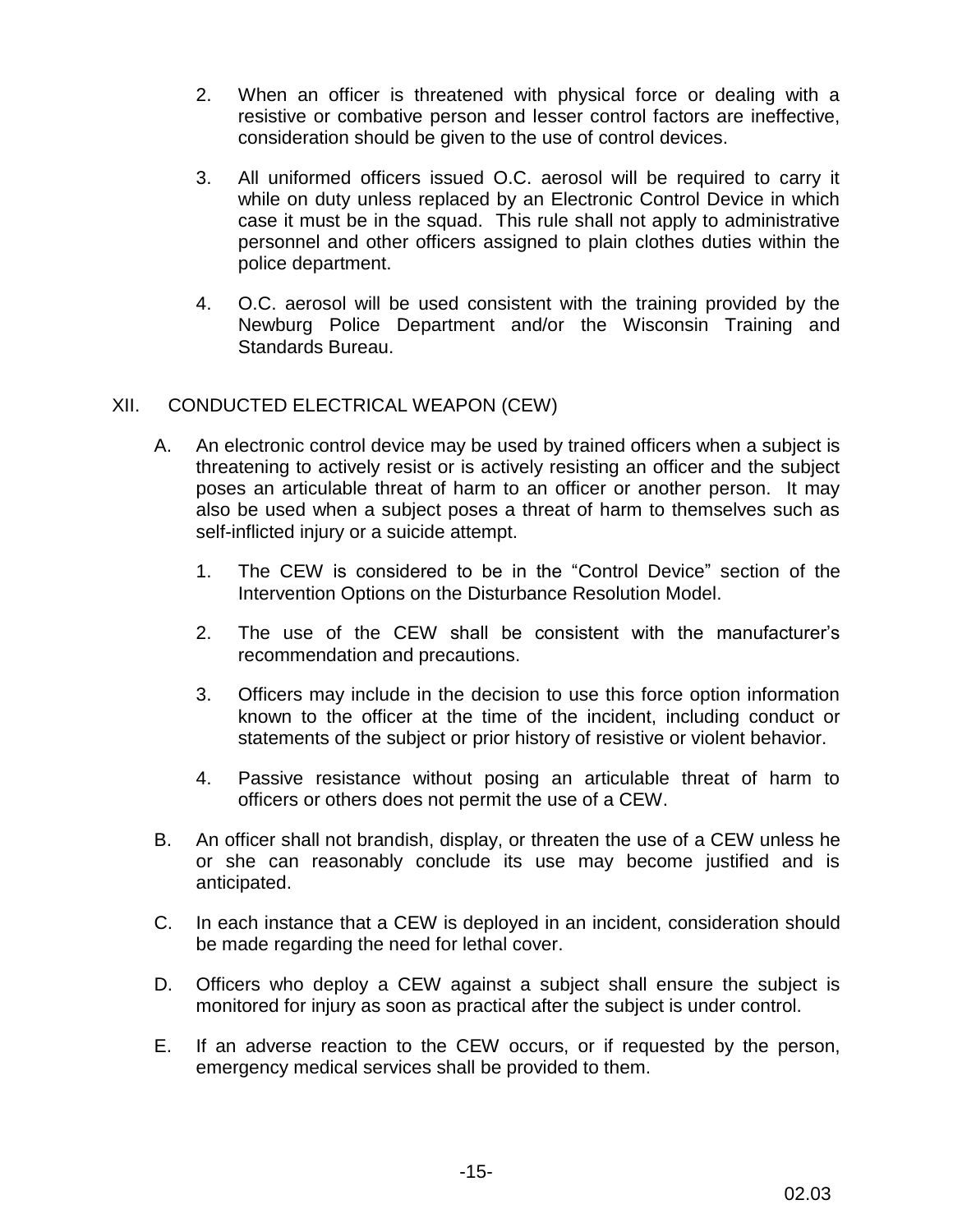2. When an officer is threatened with physical force or dealing with a resistive or combative person and lesser control factors are ineffective, consideration should be given to the use of control devices.

3. All uniformed officers issued O.C. aerosol will be required to carry it while on duty unless replaced by an Electronic Control Device in which case it must be in the squad. This rule shall not apply to administrative personnel and other officers assigned to plain clothes duties within the police department.

4. O.C. aerosol will be used consistent with the training provided by the Newburg Police Department and/or the Wisconsin Training and Standards Bureau.

## XII. CONDUCTED ELECTRICAL WEAPON (CEW)

A. An electronic control device may be used by trained officers when a subject is threatening to actively resist or is actively resisting an officer and the subject poses an articulable threat of harm to an officer or another person. It may also be used when a subject poses a threat of harm to themselves such as self-inflicted injury or a suicide attempt.

   1. The CEW is considered to be in the "Control Device" section of the Intervention Options on the Disturbance Resolution Model.

   2. The use of the CEW shall be consistent with the manufacturer's recommendation and precautions.

   3. Officers may include in the decision to use this force option information known to the officer at the time of the incident, including conduct or statements of the subject or prior history of resistive or violent behavior.

   4. Passive resistance without posing an articulable threat of harm to officers or others does not permit the use of a CEW.

B. An officer shall not brandish, display, or threaten the use of a CEW unless he or she can reasonably conclude its use may become justified and is anticipated.

C. In each instance that a CEW is deployed in an incident, consideration should be made regarding the need for lethal cover.

D. Officers who deploy a CEW against a subject shall ensure the subject is monitored for injury as soon as practical after the subject is under control.

E. If an adverse reaction to the CEW occurs, or if requested by the person, emergency medical services shall be provided to them.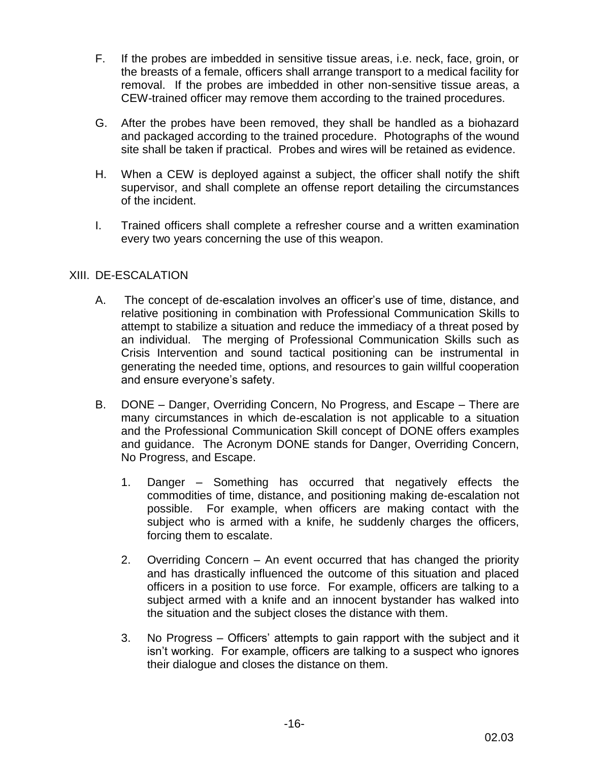F. If the probes are imbedded in sensitive tissue areas, i.e. neck, face, groin, or the breasts of a female, officers shall arrange transport to a medical facility for removal. If the probes are imbedded in other non-sensitive tissue areas, a CEW-trained officer may remove them according to the trained procedures.

G. After the probes have been removed, they shall be handled as a biohazard and packaged according to the trained procedure. Photographs of the wound site shall be taken if practical. Probes and wires will be retained as evidence.

H. When a CEW is deployed against a subject, the officer shall notify the shift supervisor, and shall complete an offense report detailing the circumstances of the incident.

I. Trained officers shall complete a refresher course and a written examination every two years concerning the use of this weapon.

## XIII. DE-ESCALATION

A. The concept of de-escalation involves an officer's use of time, distance, and relative positioning in combination with Professional Communication Skills to attempt to stabilize a situation and reduce the immediacy of a threat posed by an individual. The merging of Professional Communication Skills such as Crisis Intervention and sound tactical positioning can be instrumental in generating the needed time, options, and resources to gain willful cooperation and ensure everyone's safety.

B. DONE – Danger, Overriding Concern, No Progress, and Escape – There are many circumstances in which de-escalation is not applicable to a situation and the Professional Communication Skill concept of DONE offers examples and guidance. The Acronym DONE stands for Danger, Overriding Concern, No Progress, and Escape.

1. Danger – Something has occurred that negatively effects the commodities of time, distance, and positioning making de-escalation not possible. For example, when officers are making contact with the subject who is armed with a knife, he suddenly charges the officers, forcing them to escalate.

2. Overriding Concern – An event occurred that has changed the priority and has drastically influenced the outcome of this situation and placed officers in a position to use force. For example, officers are talking to a subject armed with a knife and an innocent bystander has walked into the situation and the subject closes the distance with them.

3. No Progress – Officers' attempts to gain rapport with the subject and it isn't working. For example, officers are talking to a suspect who ignores their dialogue and closes the distance on them.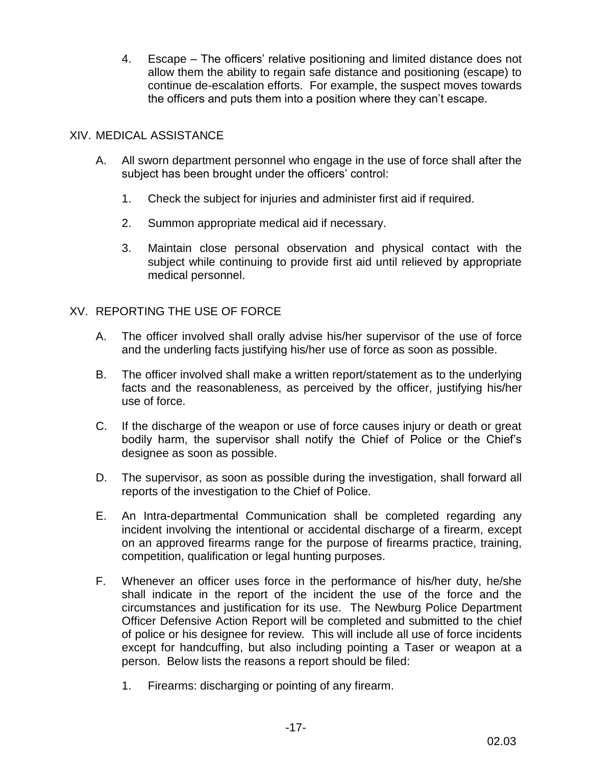4. Escape – The officers' relative positioning and limited distance does not allow them the ability to regain safe distance and positioning (escape) to continue de-escalation efforts. For example, the suspect moves towards the officers and puts them into a position where they can't escape.

## XIV. MEDICAL ASSISTANCE

A. All sworn department personnel who engage in the use of force shall after the subject has been brought under the officers' control:

1. Check the subject for injuries and administer first aid if required.

2. Summon appropriate medical aid if necessary.

3. Maintain close personal observation and physical contact with the subject while continuing to provide first aid until relieved by appropriate medical personnel.

## XV. REPORTING THE USE OF FORCE

A. The officer involved shall orally advise his/her supervisor of the use of force and the underling facts justifying his/her use of force as soon as possible.

B. The officer involved shall make a written report/statement as to the underlying facts and the reasonableness, as perceived by the officer, justifying his/her use of force.

C. If the discharge of the weapon or use of force causes injury or death or great bodily harm, the supervisor shall notify the Chief of Police or the Chief's designee as soon as possible.

D. The supervisor, as soon as possible during the investigation, shall forward all reports of the investigation to the Chief of Police.

E. An Intra-departmental Communication shall be completed regarding any incident involving the intentional or accidental discharge of a firearm, except on an approved firearms range for the purpose of firearms practice, training, competition, qualification or legal hunting purposes.

F. Whenever an officer uses force in the performance of his/her duty, he/she shall indicate in the report of the incident the use of the force and the circumstances and justification for its use. The Newburg Police Department Officer Defensive Action Report will be completed and submitted to the chief of police or his designee for review. This will include all use of force incidents except for handcuffing, but also including pointing a Taser or weapon at a person. Below lists the reasons a report should be filed:

1. Firearms: discharging or pointing of any firearm.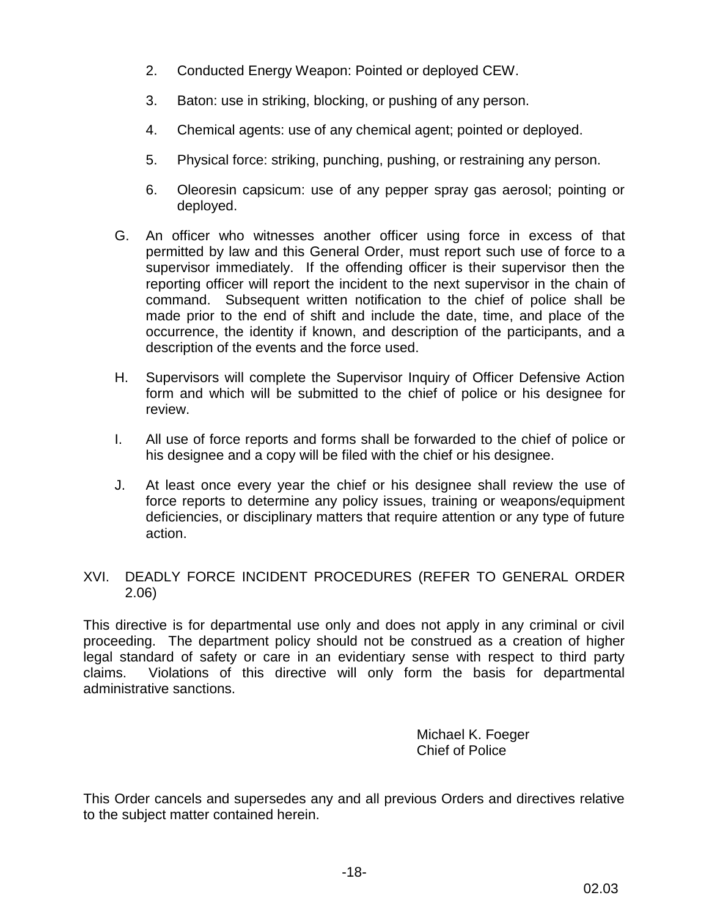2. Conducted Energy Weapon: Pointed or deployed CEW.

3. Baton: use in striking, blocking, or pushing of any person.

4. Chemical agents: use of any chemical agent; pointed or deployed.

5. Physical force: striking, punching, pushing, or restraining any person.

6. Oleoresin capsicum: use of any pepper spray gas aerosol; pointing or deployed.

G. An officer who witnesses another officer using force in excess of that permitted by law and this General Order, must report such use of force to a supervisor immediately. If the offending officer is their supervisor then the reporting officer will report the incident to the next supervisor in the chain of command. Subsequent written notification to the chief of police shall be made prior to the end of shift and include the date, time, and place of the occurrence, the identity if known, and description of the participants, and a description of the events and the force used.

H. Supervisors will complete the Supervisor Inquiry of Officer Defensive Action form and which will be submitted to the chief of police or his designee for review.

I. All use of force reports and forms shall be forwarded to the chief of police or his designee and a copy will be filed with the chief or his designee.

J. At least once every year the chief or his designee shall review the use of force reports to determine any policy issues, training or weapons/equipment deficiencies, or disciplinary matters that require attention or any type of future action.

## XVI. DEADLY FORCE INCIDENT PROCEDURES (REFER TO GENERAL ORDER 2.06)

This directive is for departmental use only and does not apply in any criminal or civil proceeding. The department policy should not be construed as a creation of higher legal standard of safety or care in an evidentiary sense with respect to third party claims. Violations of this directive will only form the basis for departmental administrative sanctions.

Michael K. Foeger
Chief of Police

This Order cancels and supersedes any and all previous Orders and directives relative to the subject matter contained herein.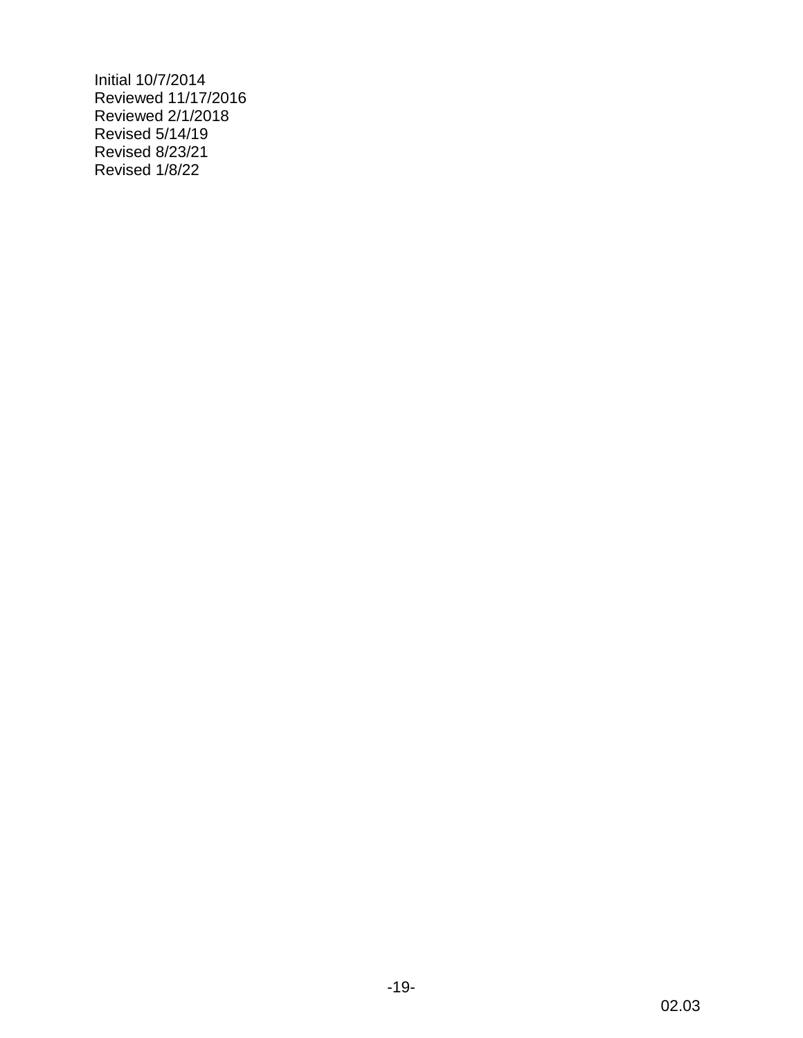Initial 10/7/2014
Reviewed 11/17/2016
Reviewed 2/1/2018
Revised 5/14/19
Revised 8/23/21
Revised 1/8/22